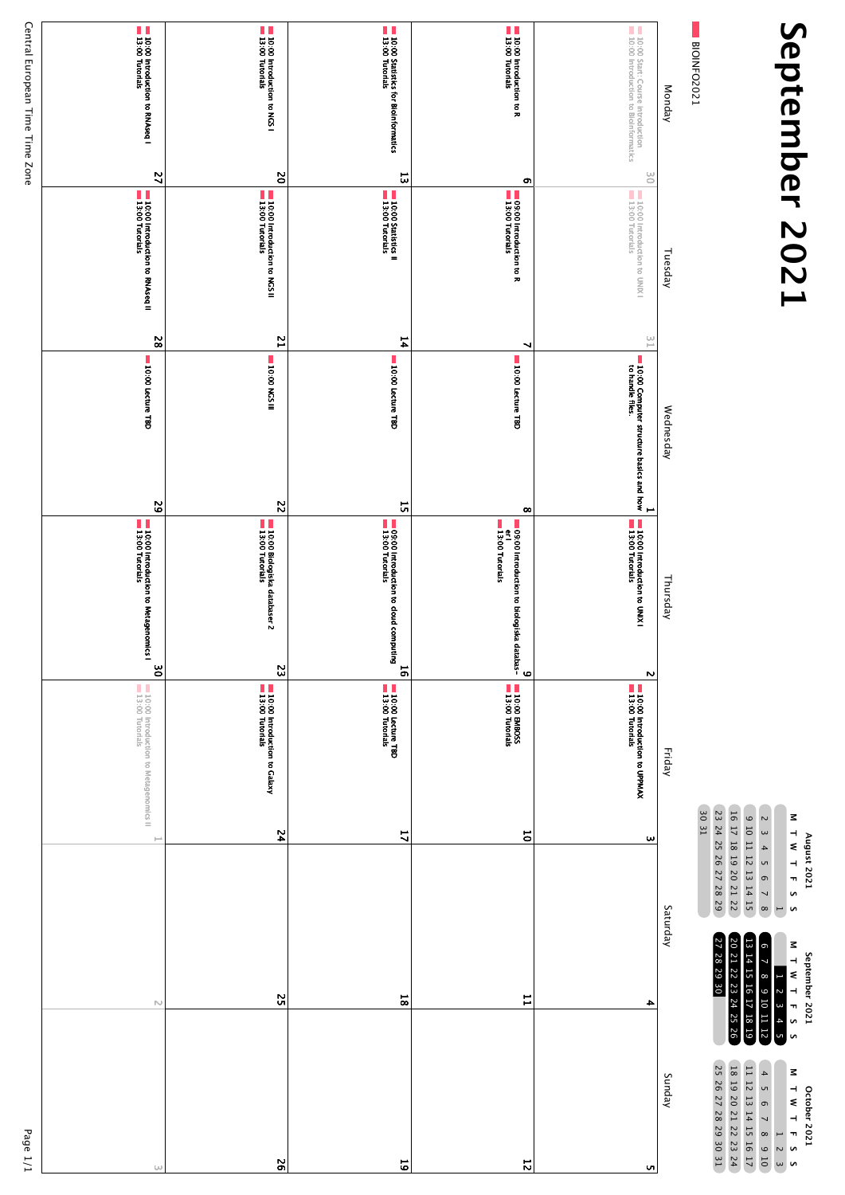# September 2021

■ BIOINFO2021

| Monday | Tuesday | Wednesday | Thursday | Friday | Saturday | Sunday |
|---|---|---|---|---|---|---|
| 30<br>10:00 Start: Course introduction<br>10:00 Introduction to Bioinformatics | 31<br>10:00 Introduction to UNIX I<br>13:00 Tutorials | 1<br>10:00 Computer structure basics and how to handle files. | 2<br>10:00 Introduction to UNIX I<br>13:00 Tutorials | 3<br>10:00 Introduction to UPPMAX<br>13:00 Tutorials | 4 | 5 |
| 6<br>10:00 Introduction to R<br>13:00 Tutorials | 7<br>09:00 Introduction to R<br>13:00 Tutorials | 8<br>10:00 Lecture TBD | 9<br>09:00 Introduction to biologiska databaser I<br>13:00 Tutorials | 10<br>10:00 EMBOSS<br>13:00 Tutorials | 11 | 12 |
| 13<br>10:00 Statistics for Bioinformatics<br>13:00 Tutorials | 14<br>10:00 Statistics II<br>13:00 Tutorials | 15<br>10:00 Lecture TBD | 16<br>09:00 Introduction to cloud computing<br>13:00 Tutorials | 17<br>10:00 Lecture TBD<br>13:00 Tutorials | 18 | 19 |
| 20<br>10:00 Introduction to NGS I<br>13:00 Tutorials | 21<br>10:00 Introduction to NGS II<br>13:00 Tutorials | 22<br>10:00 NGS III | 23<br>10:00 Biologiska databaser 2<br>13:00 Tutorials | 24<br>10:00 Introduction to Galaxy<br>13:00 Tutorials | 25 | 26 |
| 27<br>10:00 Introduction to RNAseq I<br>13:00 Tutorials | 28<br>10:00 Introduction to RNAseq II<br>13:00 Tutorials | 29<br>10:00 Lecture TBD | 30<br>10:00 Introduction to Metagenomics I<br>13:00 Tutorials | 1<br>10:00 Introduction to Metagenomics II<br>13:00 Tutorials | 2 | 3 |

**August 2021**

| M | T | W | T | F | S | S |
|---|---|---|---|---|---|---|
| | | | | | | 1 |
| 2 | 3 | 4 | 5 | 6 | 7 | 8 |
| 9 | 10 | 11 | 12 | 13 | 14 | 15 |
| 16 | 17 | 18 | 19 | 20 | 21 | 22 |
| 23 | 24 | 25 | 26 | 27 | 28 | 29 |
| 30 | 31 | | | | | |

**September 2021**

| M | T | W | T | F | S | S |
|---|---|---|---|---|---|---|
| | | 1 | 2 | 3 | 4 | 5 |
| 6 | 7 | 8 | 9 | 10 | 11 | 12 |
| 13 | 14 | 15 | 16 | 17 | 18 | 19 |
| 20 | 21 | 22 | 23 | 24 | 25 | 26 |
| 27 | 28 | 29 | 30 | | | |

**October 2021**

| M | T | W | T | F | S | S |
|---|---|---|---|---|---|---|
| | | | | 1 | 2 | 3 |
| 4 | 5 | 6 | 7 | 8 | 9 | 10 |
| 11 | 12 | 13 | 14 | 15 | 16 | 17 |
| 18 | 19 | 20 | 21 | 22 | 23 | 24 |
| 25 | 26 | 27 | 28 | 29 | 30 | 31 |

Central European Time Time Zone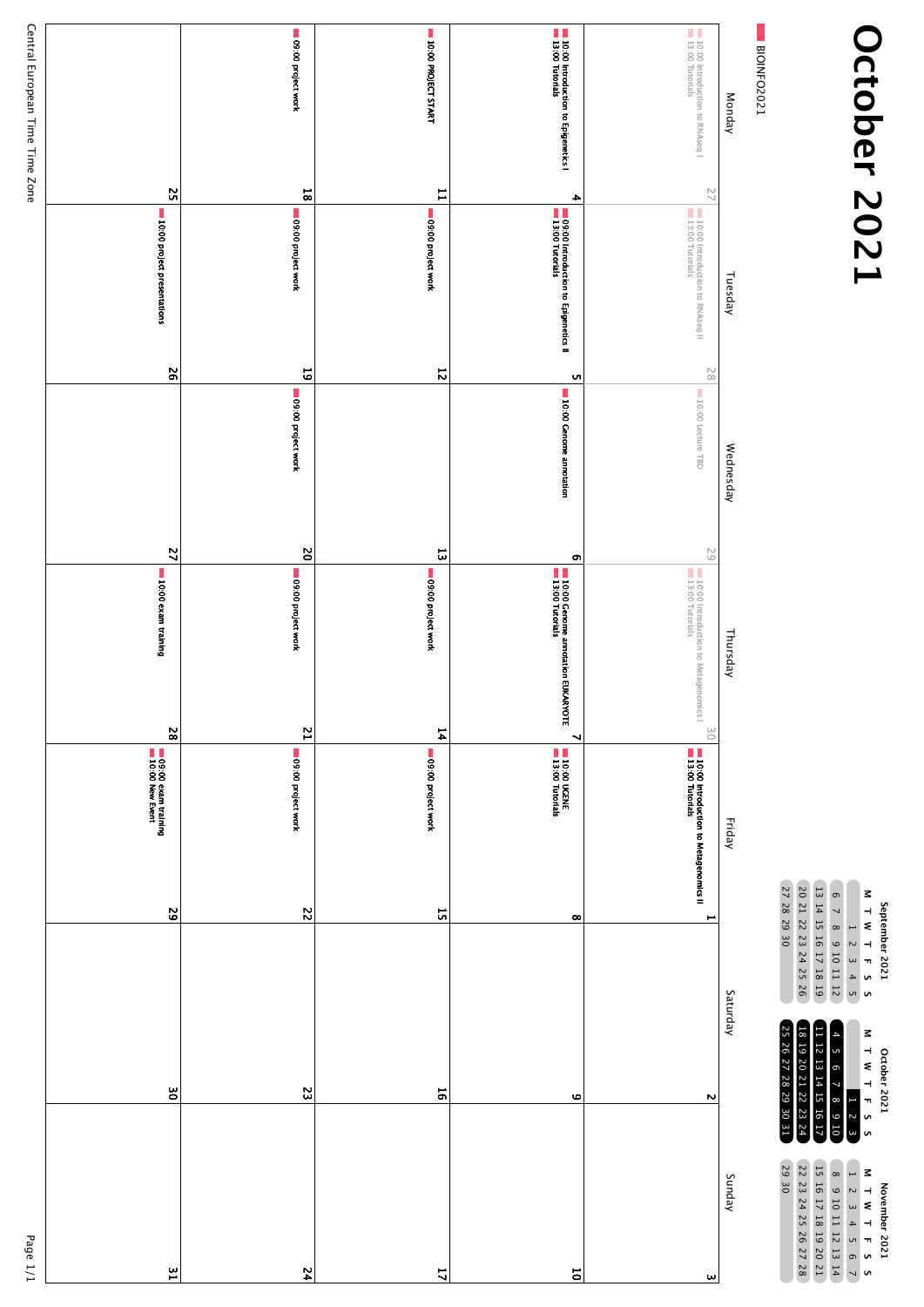# October 2021

BIOINFO2021

| Monday | Tuesday | Wednesday | Thursday | Friday | Saturday | Sunday |
|---|---|---|---|---|---|---|
| 27<br>10:00 Introduction to RNAseq I<br>13:00 Tutorials | 28<br>10:00 Introduction to RNAseq II<br>13:00 Tutorials | 29<br>10:00 Lecture TBD | 30<br>10:00 Introduction to Metagenomics I<br>13:00 Tutorials | 1<br>10:00 Introduction to Metagenomics II<br>13:00 Tutorials | 2 | 3 |
| 4<br>10:00 Introduction to Epigenetics I<br>13:00 Tutorials | 5<br>09:00 Introduction to Epigenetics II<br>13:00 Tutorials | 6<br>10:00 Genome annotation | 7<br>10:00 Genome annotation EUKARYOTE<br>13:00 Tutorials | 8<br>10:00 UGENE<br>13:00 Tutorials | 9 | 10 |
| 11<br>10:00 PROJECT START | 12<br>09:00 project work | 13 | 14<br>09:00 project work | 15<br>09:00 project work | 16 | 17 |
| 18<br>09:00 project work | 19<br>09:00 project work | 20<br>09:00 project work | 21<br>09:00 project work | 22<br>09:00 project work | 23 | 24 |
| 25 | 26<br>10:00 project presentations | 27 | 28<br>10:00 exam training | 29<br>09:00 exam training<br>10:00 New Event | 30 | 31 |

**September 2021**

| M | T | W | T | F | S | S |
|---|---|---|---|---|---|---|
| | | 1 | 2 | 3 | 4 | 5 |
| 6 | 7 | 8 | 9 | 10 | 11 | 12 |
| 13 | 14 | 15 | 16 | 17 | 18 | 19 |
| 20 | 21 | 22 | 23 | 24 | 25 | 26 |
| 27 | 28 | 29 | 30 | | | |

**October 2021**

| M | T | W | T | F | S | S |
|---|---|---|---|---|---|---|
| | | | | 1 | 2 | 3 |
| 4 | 5 | 6 | 7 | 8 | 9 | 10 |
| 11 | 12 | 13 | 14 | 15 | 16 | 17 |
| 18 | 19 | 20 | 21 | 22 | 23 | 24 |
| 25 | 26 | 27 | 28 | 29 | 30 | 31 |

**November 2021**

| M | T | W | T | F | S | S |
|---|---|---|---|---|---|---|
| 1 | 2 | 3 | 4 | 5 | 6 | 7 |
| 8 | 9 | 10 | 11 | 12 | 13 | 14 |
| 15 | 16 | 17 | 18 | 19 | 20 | 21 |
| 22 | 23 | 24 | 25 | 26 | 27 | 28 |
| 29 | 30 | | | | | |

Central European Time Time Zone